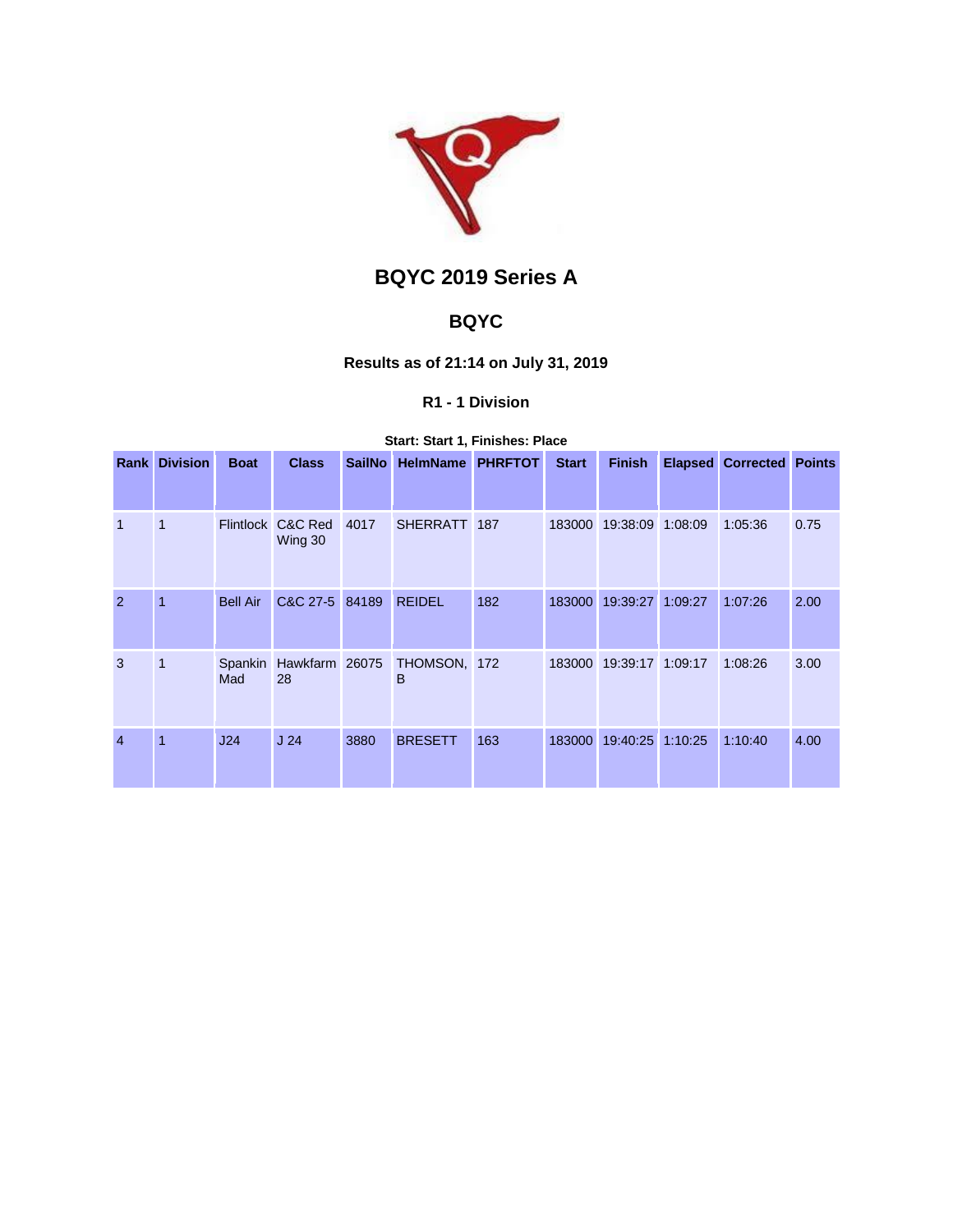# BQYC 2019 Series A

## BQYC

### Results as of 21:14 on July 31, 2019

#### R1 - 1 Division

**Start: Start 1, Finishes: Place**

| Rank | Division | Boat | Class | SailNo | HelmName | PHRFTOT | Start | Finish | Elapsed | Corrected | Points |
|---|---|---|---|---|---|---|---|---|---|---|---|
| 1 | 1 | Flintlock | C&C Red Wing 30 | 4017 | SHERRATT | 187 | 183000 | 19:38:09 | 1:08:09 | 1:05:36 | 0.75 |
| 2 | 1 | Bell Air | C&C 27-5 | 84189 | REIDEL | 182 | 183000 | 19:39:27 | 1:09:27 | 1:07:26 | 2.00 |
| 3 | 1 | Spankin Mad | Hawkfarm 28 | 26075 | THOMSON, B | 172 | 183000 | 19:39:17 | 1:09:17 | 1:08:26 | 3.00 |
| 4 | 1 | J24 | J 24 | 3880 | BRESETT | 163 | 183000 | 19:40:25 | 1:10:25 | 1:10:40 | 4.00 |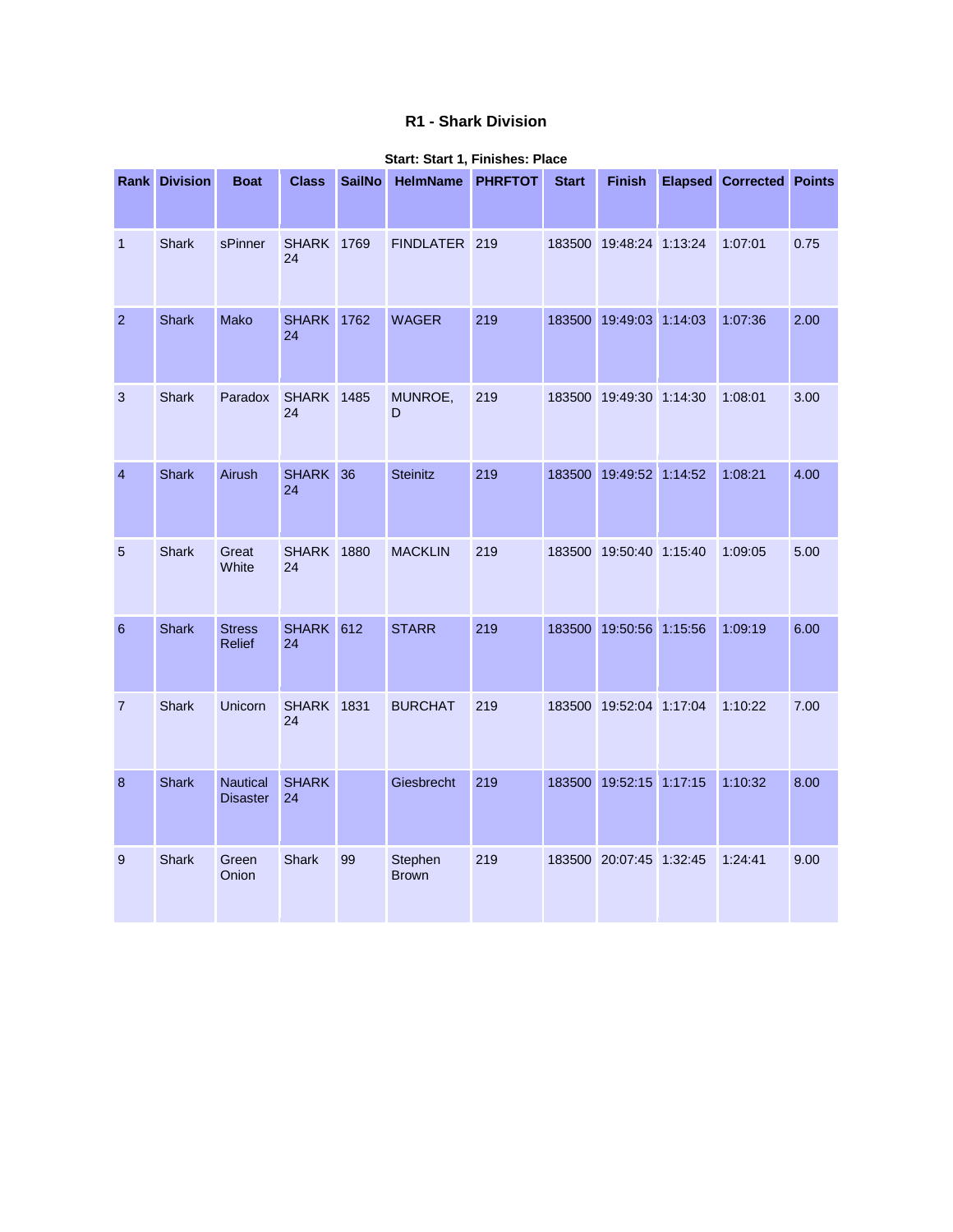## R1 - Shark Division

**Start: Start 1, Finishes: Place**

| Rank | Division | Boat | Class | SailNo | HelmName | PHRFTOT | Start | Finish | Elapsed | Corrected | Points |
|---|---|---|---|---|---|---|---|---|---|---|---|
| 1 | Shark | sPinner | SHARK 24 | 1769 | FINDLATER | 219 | 183500 | 19:48:24 | 1:13:24 | 1:07:01 | 0.75 |
| 2 | Shark | Mako | SHARK 24 | 1762 | WAGER | 219 | 183500 | 19:49:03 | 1:14:03 | 1:07:36 | 2.00 |
| 3 | Shark | Paradox | SHARK 24 | 1485 | MUNROE, D | 219 | 183500 | 19:49:30 | 1:14:30 | 1:08:01 | 3.00 |
| 4 | Shark | Airush | SHARK 24 | 36 | Steinitz | 219 | 183500 | 19:49:52 | 1:14:52 | 1:08:21 | 4.00 |
| 5 | Shark | Great White | SHARK 24 | 1880 | MACKLIN | 219 | 183500 | 19:50:40 | 1:15:40 | 1:09:05 | 5.00 |
| 6 | Shark | Stress Relief | SHARK 24 | 612 | STARR | 219 | 183500 | 19:50:56 | 1:15:56 | 1:09:19 | 6.00 |
| 7 | Shark | Unicorn | SHARK 24 | 1831 | BURCHAT | 219 | 183500 | 19:52:04 | 1:17:04 | 1:10:22 | 7.00 |
| 8 | Shark | Nautical Disaster | SHARK 24 | | Giesbrecht | 219 | 183500 | 19:52:15 | 1:17:15 | 1:10:32 | 8.00 |
| 9 | Shark | Green Onion | Shark | 99 | Stephen Brown | 219 | 183500 | 20:07:45 | 1:32:45 | 1:24:41 | 9.00 |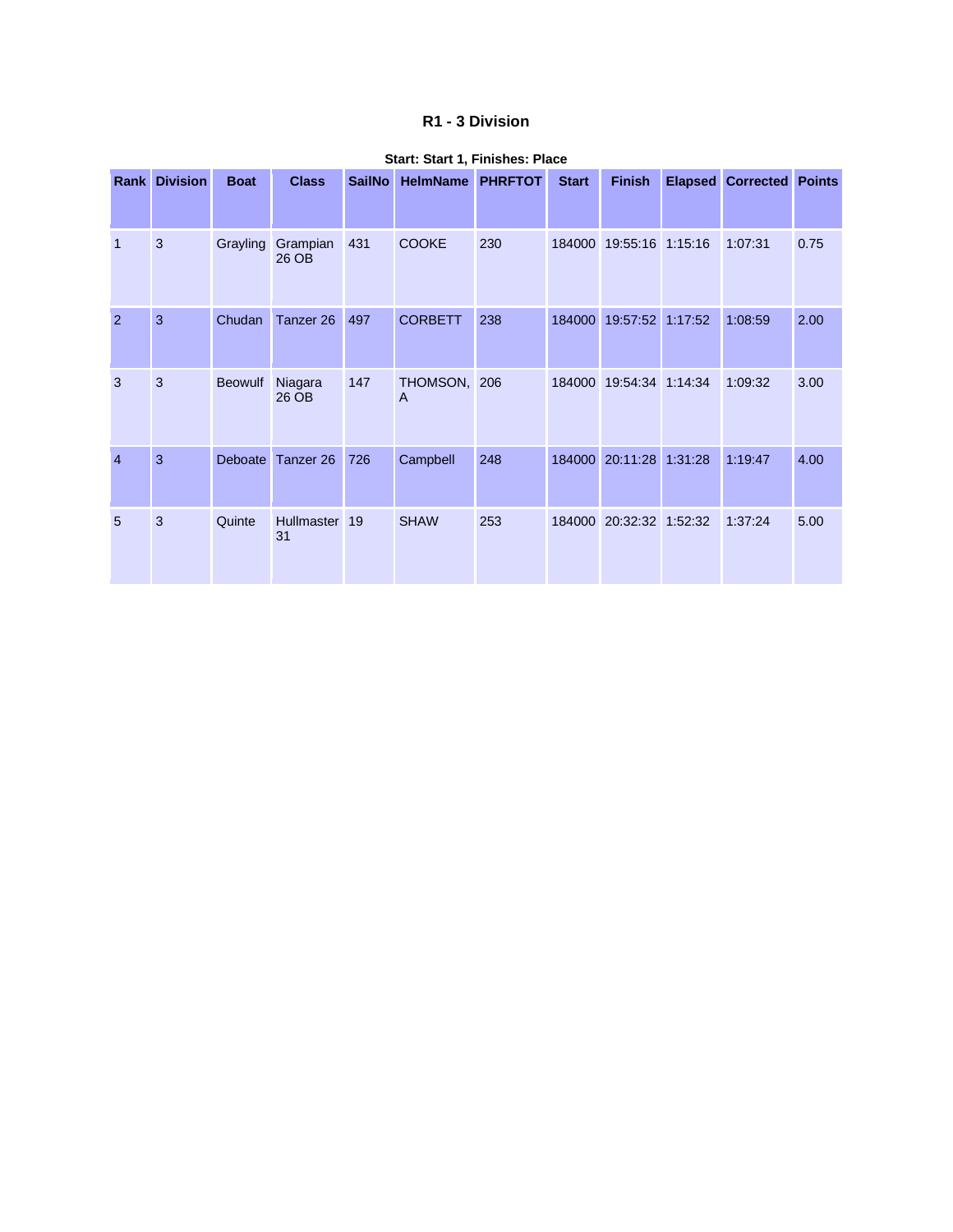## R1 - 3 Division

**Start: Start 1, Finishes: Place**

| Rank | Division | Boat | Class | SailNo | HelmName | PHRFTOT | Start | Finish | Elapsed | Corrected | Points |
|---|---|---|---|---|---|---|---|---|---|---|---|
| 1 | 3 | Grayling | Grampian 26 OB | 431 | COOKE | 230 | 184000 | 19:55:16 | 1:15:16 | 1:07:31 | 0.75 |
| 2 | 3 | Chudan | Tanzer 26 | 497 | CORBETT | 238 | 184000 | 19:57:52 | 1:17:52 | 1:08:59 | 2.00 |
| 3 | 3 | Beowulf | Niagara 26 OB | 147 | THOMSON, A | 206 | 184000 | 19:54:34 | 1:14:34 | 1:09:32 | 3.00 |
| 4 | 3 | Deboate | Tanzer 26 | 726 | Campbell | 248 | 184000 | 20:11:28 | 1:31:28 | 1:19:47 | 4.00 |
| 5 | 3 | Quinte | Hullmaster 31 | 19 | SHAW | 253 | 184000 | 20:32:32 | 1:52:32 | 1:37:24 | 5.00 |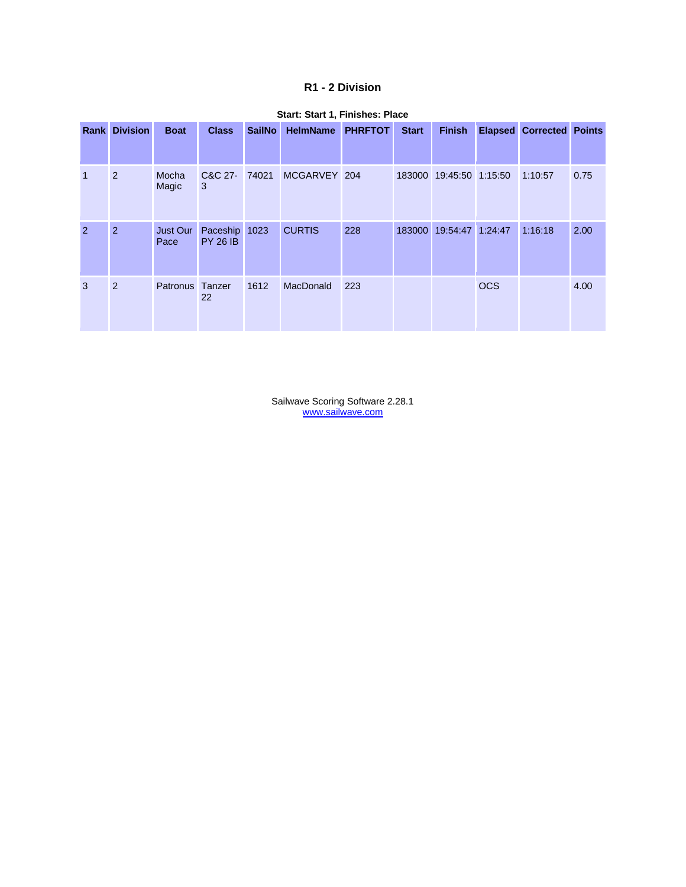### R1 - 2 Division

**Start: Start 1, Finishes: Place**

| Rank | Division | Boat | Class | SailNo | HelmName | PHRFTOT | Start | Finish | Elapsed | Corrected | Points |
|---|---|---|---|---|---|---|---|---|---|---|---|
| 1 | 2 | Mocha Magic | C&C 27-3 | 74021 | MCGARVEY | 204 | 183000 | 19:45:50 | 1:15:50 | 1:10:57 | 0.75 |
| 2 | 2 | Just Our Pace | Paceship PY 26 IB | 1023 | CURTIS | 228 | 183000 | 19:54:47 | 1:24:47 | 1:16:18 | 2.00 |
| 3 | 2 | Patronus | Tanzer 22 | 1612 | MacDonald | 223 | | | OCS | | 4.00 |

Sailwave Scoring Software 2.28.1
www.sailwave.com